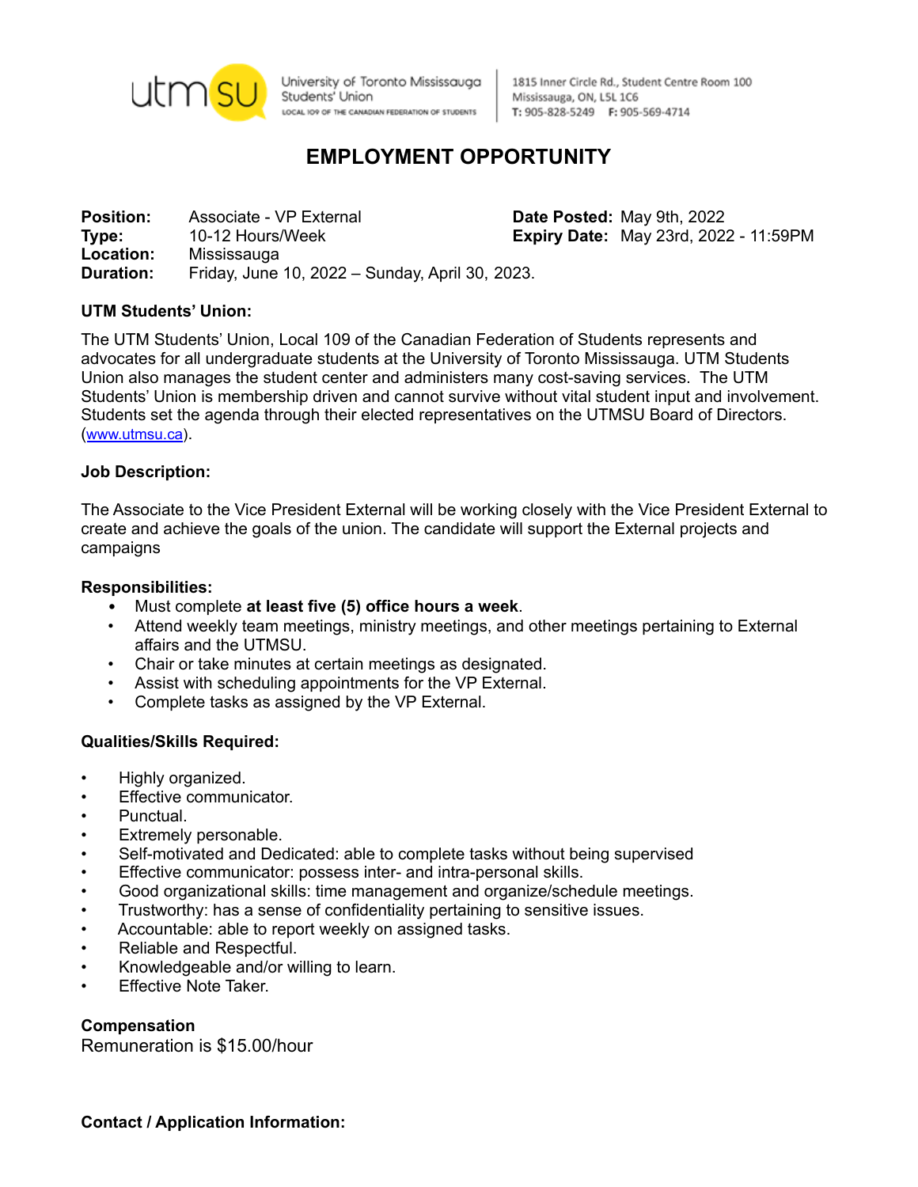utm su University of Toronto Mississauga Students' Union LOCAL 109 OF THE CANADIAN FEDERATION OF STUDENTS

1815 Inner Circle Rd., Student Centre Room 100
Mississauga, ON, L5L 1C6
T: 905-828-5249 F: 905-569-4714

# EMPLOYMENT OPPORTUNITY

**Position:** Associate - VP External
**Type:** 10-12 Hours/Week
**Location:** Mississauga
**Duration:** Friday, June 10, 2022 – Sunday, April 30, 2023.

**Date Posted:** May 9th, 2022
**Expiry Date:** May 23rd, 2022 - 11:59PM

**UTM Students' Union:**

The UTM Students' Union, Local 109 of the Canadian Federation of Students represents and advocates for all undergraduate students at the University of Toronto Mississauga. UTM Students Union also manages the student center and administers many cost-saving services. The UTM Students' Union is membership driven and cannot survive without vital student input and involvement. Students set the agenda through their elected representatives on the UTMSU Board of Directors. (www.utmsu.ca).

**Job Description:**

The Associate to the Vice President External will be working closely with the Vice President External to create and achieve the goals of the union. The candidate will support the External projects and campaigns

**Responsibilities:**

- Must complete **at least five (5) office hours a week**.
- Attend weekly team meetings, ministry meetings, and other meetings pertaining to External affairs and the UTMSU.
- Chair or take minutes at certain meetings as designated.
- Assist with scheduling appointments for the VP External.
- Complete tasks as assigned by the VP External.

**Qualities/Skills Required:**

- Highly organized.
- Effective communicator.
- Punctual.
- Extremely personable.
- Self-motivated and Dedicated: able to complete tasks without being supervised
- Effective communicator: possess inter- and intra-personal skills.
- Good organizational skills: time management and organize/schedule meetings.
- Trustworthy: has a sense of confidentiality pertaining to sensitive issues.
- Accountable: able to report weekly on assigned tasks.
- Reliable and Respectful.
- Knowledgeable and/or willing to learn.
- Effective Note Taker.

**Compensation**

Remuneration is $15.00/hour

**Contact / Application Information:**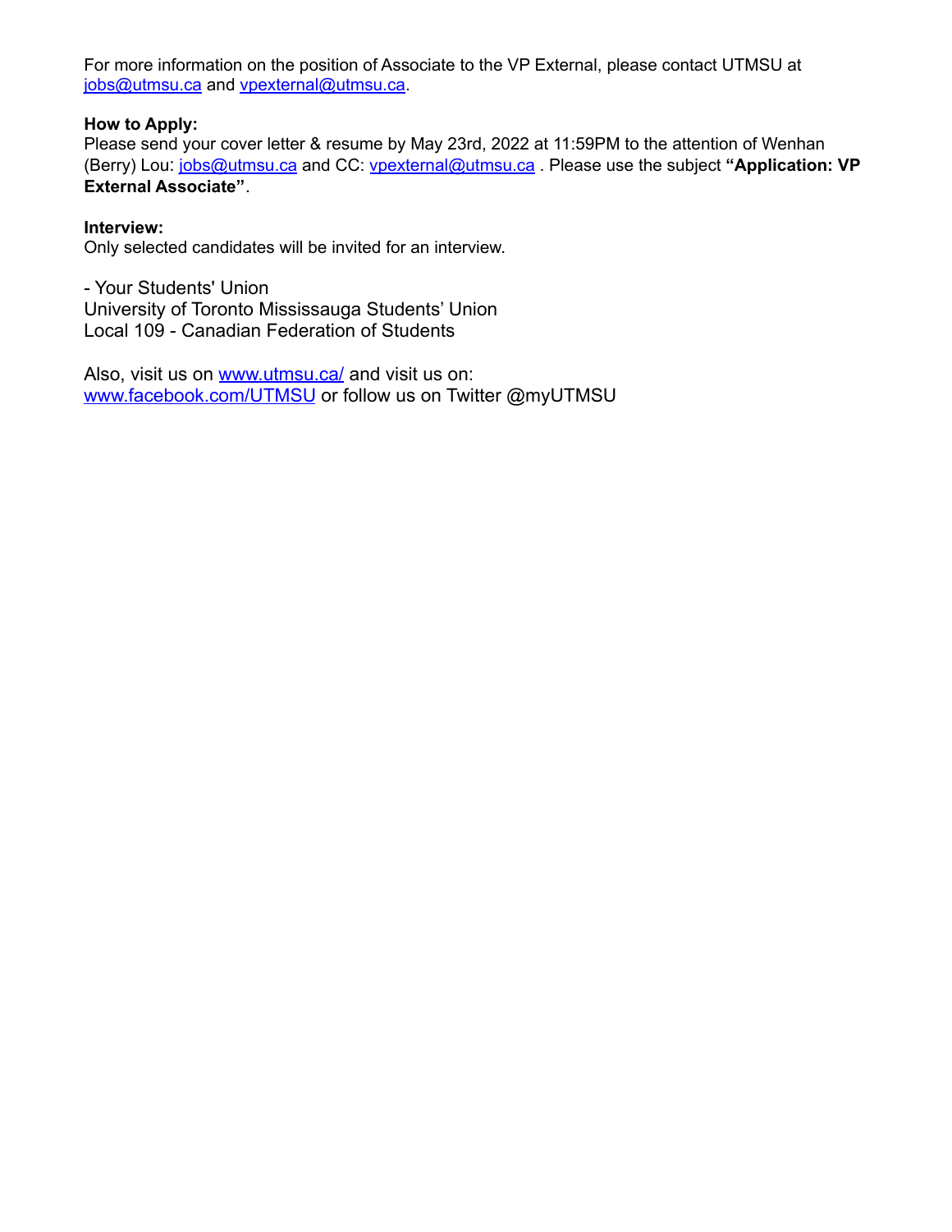For more information on the position of Associate to the VP External, please contact UTMSU at jobs@utmsu.ca and vpexternal@utmsu.ca.

**How to Apply:**
Please send your cover letter & resume by May 23rd, 2022 at 11:59PM to the attention of Wenhan (Berry) Lou: jobs@utmsu.ca and CC: vpexternal@utmsu.ca . Please use the subject **"Application: VP External Associate"**.

**Interview:**
Only selected candidates will be invited for an interview.

- Your Students' Union
University of Toronto Mississauga Students' Union
Local 109 - Canadian Federation of Students

Also, visit us on www.utmsu.ca/ and visit us on:
www.facebook.com/UTMSU or follow us on Twitter @myUTMSU